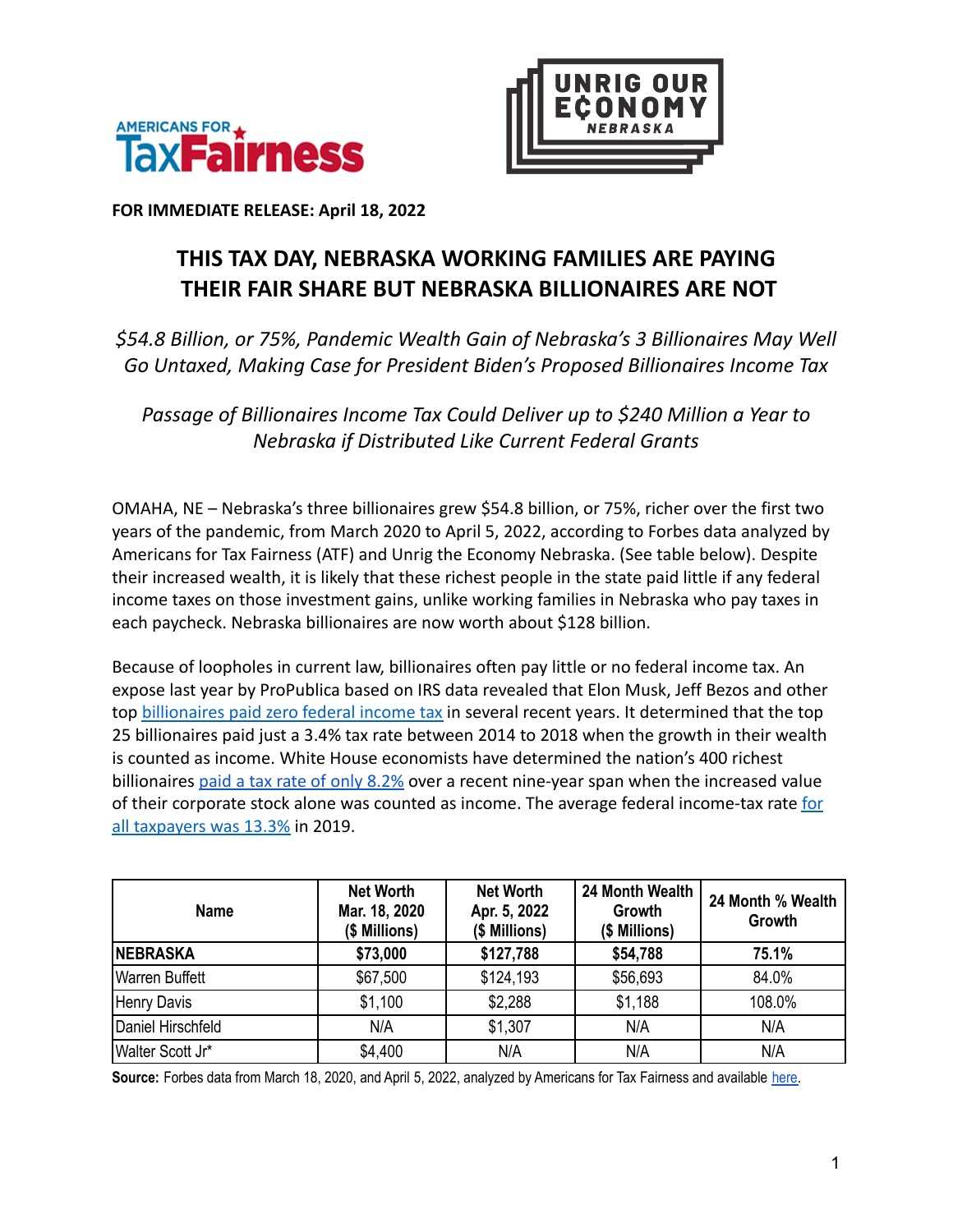AMERICANS FOR TaxFairness

UNRIG OUR ECONOMY NEBRASKA

**FOR IMMEDIATE RELEASE: April 18, 2022**

# THIS TAX DAY, NEBRASKA WORKING FAMILIES ARE PAYING THEIR FAIR SHARE BUT NEBRASKA BILLIONAIRES ARE NOT

*$54.8 Billion, or 75%, Pandemic Wealth Gain of Nebraska's 3 Billionaires May Well Go Untaxed, Making Case for President Biden's Proposed Billionaires Income Tax*

*Passage of Billionaires Income Tax Could Deliver up to $240 Million a Year to Nebraska if Distributed Like Current Federal Grants*

OMAHA, NE – Nebraska's three billionaires grew $54.8 billion, or 75%, richer over the first two years of the pandemic, from March 2020 to April 5, 2022, according to Forbes data analyzed by Americans for Tax Fairness (ATF) and Unrig the Economy Nebraska. (See table below). Despite their increased wealth, it is likely that these richest people in the state paid little if any federal income taxes on those investment gains, unlike working families in Nebraska who pay taxes in each paycheck. Nebraska billionaires are now worth about $128 billion.

Because of loopholes in current law, billionaires often pay little or no federal income tax. An expose last year by ProPublica based on IRS data revealed that Elon Musk, Jeff Bezos and other top billionaires paid zero federal income tax in several recent years. It determined that the top 25 billionaires paid just a 3.4% tax rate between 2014 to 2018 when the growth in their wealth is counted as income. White House economists have determined the nation's 400 richest billionaires paid a tax rate of only 8.2% over a recent nine-year span when the increased value of their corporate stock alone was counted as income. The average federal income-tax rate for all taxpayers was 13.3% in 2019.

| Name | Net Worth Mar. 18, 2020 ($ Millions) | Net Worth Apr. 5, 2022 ($ Millions) | 24 Month Wealth Growth ($ Millions) | 24 Month % Wealth Growth |
|---|---|---|---|---|
| **NEBRASKA** | **$73,000** | **$127,788** | **$54,788** | **75.1%** |
| Warren Buffett | $67,500 | $124,193 | $56,693 | 84.0% |
| Henry Davis | $1,100 | $2,288 | $1,188 | 108.0% |
| Daniel Hirschfeld | N/A | $1,307 | N/A | N/A |
| Walter Scott Jr* | $4,400 | N/A | N/A | N/A |

**Source:** Forbes data from March 18, 2020, and April 5, 2022, analyzed by Americans for Tax Fairness and available here.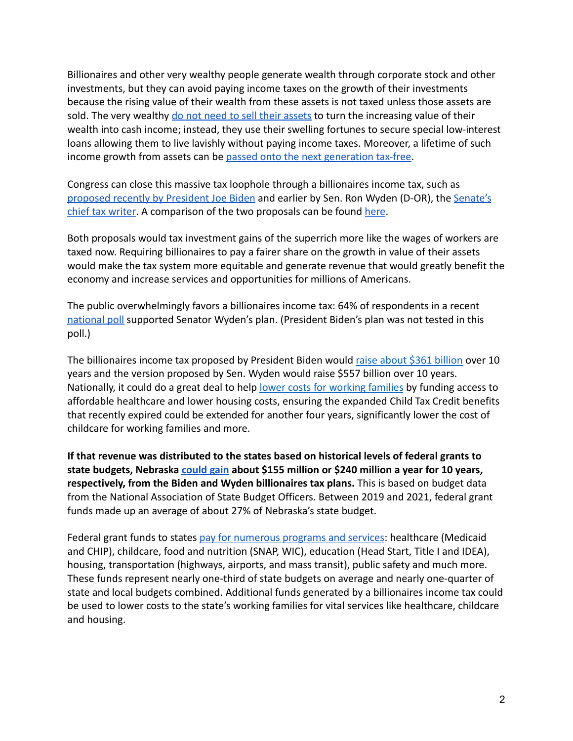Billionaires and other very wealthy people generate wealth through corporate stock and other investments, but they can avoid paying income taxes on the growth of their investments because the rising value of their wealth from these assets is not taxed unless those assets are sold. The very wealthy do not need to sell their assets to turn the increasing value of their wealth into cash income; instead, they use their swelling fortunes to secure special low-interest loans allowing them to live lavishly without paying income taxes. Moreover, a lifetime of such income growth from assets can be passed onto the next generation tax-free.

Congress can close this massive tax loophole through a billionaires income tax, such as proposed recently by President Joe Biden and earlier by Sen. Ron Wyden (D-OR), the Senate's chief tax writer. A comparison of the two proposals can be found here.

Both proposals would tax investment gains of the superrich more like the wages of workers are taxed now. Requiring billionaires to pay a fairer share on the growth in value of their assets would make the tax system more equitable and generate revenue that would greatly benefit the economy and increase services and opportunities for millions of Americans.

The public overwhelmingly favors a billionaires income tax: 64% of respondents in a recent national poll supported Senator Wyden's plan. (President Biden's plan was not tested in this poll.)

The billionaires income tax proposed by President Biden would raise about $361 billion over 10 years and the version proposed by Sen. Wyden would raise $557 billion over 10 years. Nationally, it could do a great deal to help lower costs for working families by funding access to affordable healthcare and lower housing costs, ensuring the expanded Child Tax Credit benefits that recently expired could be extended for another four years, significantly lower the cost of childcare for working families and more.

**If that revenue was distributed to the states based on historical levels of federal grants to state budgets, Nebraska could gain about $155 million or $240 million a year for 10 years, respectively, from the Biden and Wyden billionaires tax plans.** This is based on budget data from the National Association of State Budget Officers. Between 2019 and 2021, federal grant funds made up an average of about 27% of Nebraska's state budget.

Federal grant funds to states pay for numerous programs and services: healthcare (Medicaid and CHIP), childcare, food and nutrition (SNAP, WIC), education (Head Start, Title I and IDEA), housing, transportation (highways, airports, and mass transit), public safety and much more. These funds represent nearly one-third of state budgets on average and nearly one-quarter of state and local budgets combined. Additional funds generated by a billionaires income tax could be used to lower costs to the state's working families for vital services like healthcare, childcare and housing.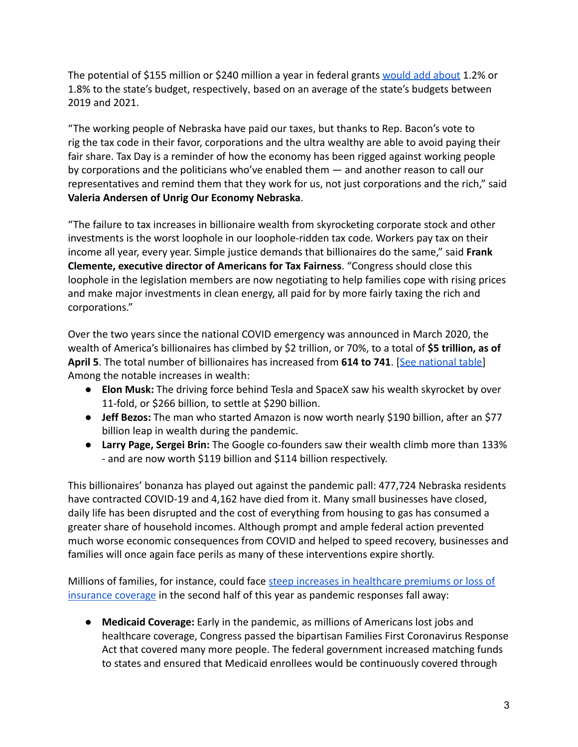The potential of $155 million or $240 million a year in federal grants [would add about](#) 1.2% or 1.8% to the state's budget, respectively, based on an average of the state's budgets between 2019 and 2021.

"The working people of Nebraska have paid our taxes, but thanks to Rep. Bacon's vote to rig the tax code in their favor, corporations and the ultra wealthy are able to avoid paying their fair share. Tax Day is a reminder of how the economy has been rigged against working people by corporations and the politicians who've enabled them — and another reason to call our representatives and remind them that they work for us, not just corporations and the rich," said **Valeria Andersen of Unrig Our Economy Nebraska**.

"The failure to tax increases in billionaire wealth from skyrocketing corporate stock and other investments is the worst loophole in our loophole-ridden tax code. Workers pay tax on their income all year, every year. Simple justice demands that billionaires do the same," said **Frank Clemente, executive director of Americans for Tax Fairness**. "Congress should close this loophole in the legislation members are now negotiating to help families cope with rising prices and make major investments in clean energy, all paid for by more fairly taxing the rich and corporations."

Over the two years since the national COVID emergency was announced in March 2020, the wealth of America's billionaires has climbed by $2 trillion, or 70%, to a total of **$5 trillion, as of April 5**. The total number of billionaires has increased from **614 to 741**. [[See national table](#)] Among the notable increases in wealth:

- **Elon Musk:** The driving force behind Tesla and SpaceX saw his wealth skyrocket by over 11-fold, or $266 billion, to settle at $290 billion.
- **Jeff Bezos:** The man who started Amazon is now worth nearly $190 billion, after an $77 billion leap in wealth during the pandemic.
- **Larry Page, Sergei Brin:** The Google co-founders saw their wealth climb more than 133% - and are now worth $119 billion and $114 billion respectively.

This billionaires' bonanza has played out against the pandemic pall: 477,724 Nebraska residents have contracted COVID-19 and 4,162 have died from it. Many small businesses have closed, daily life has been disrupted and the cost of everything from housing to gas has consumed a greater share of household incomes. Although prompt and ample federal action prevented much worse economic consequences from COVID and helped to speed recovery, businesses and families will once again face perils as many of these interventions expire shortly.

Millions of families, for instance, could face [steep increases in healthcare premiums or loss of insurance coverage](#) in the second half of this year as pandemic responses fall away:

- **Medicaid Coverage:** Early in the pandemic, as millions of Americans lost jobs and healthcare coverage, Congress passed the bipartisan Families First Coronavirus Response Act that covered many more people. The federal government increased matching funds to states and ensured that Medicaid enrollees would be continuously covered through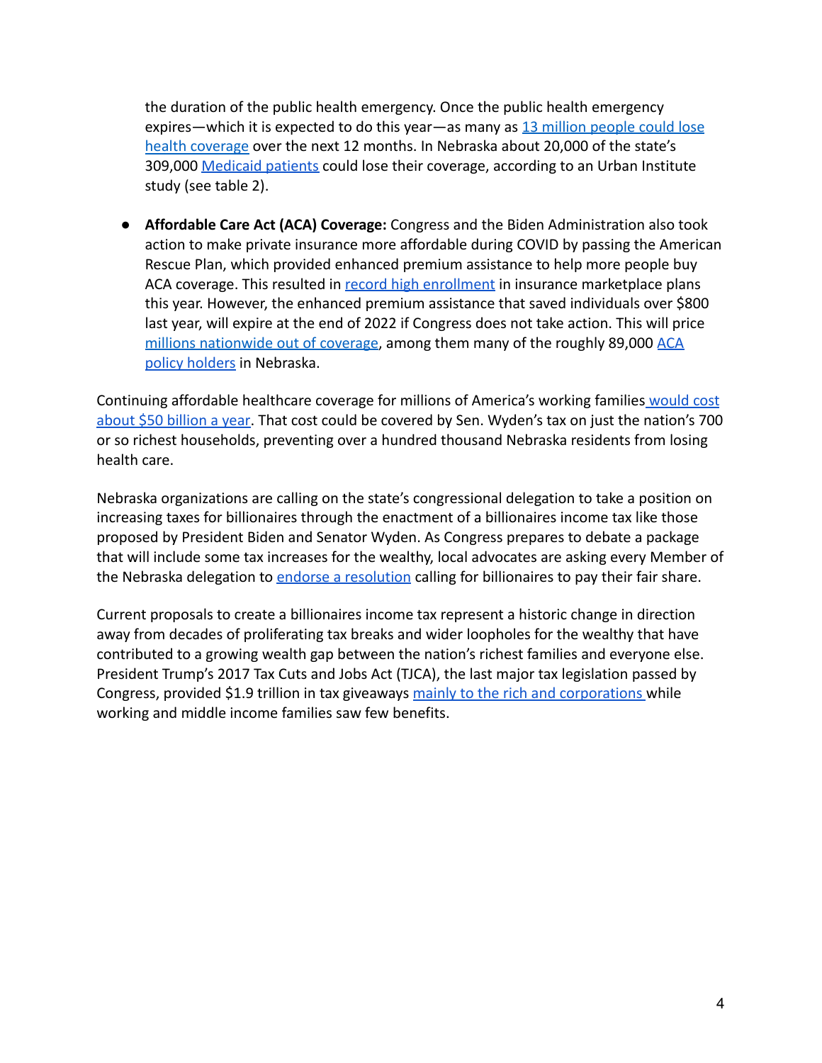the duration of the public health emergency. Once the public health emergency expires—which it is expected to do this year—as many as 13 million people could lose health coverage over the next 12 months. In Nebraska about 20,000 of the state's 309,000 Medicaid patients could lose their coverage, according to an Urban Institute study (see table 2).

- **Affordable Care Act (ACA) Coverage:** Congress and the Biden Administration also took action to make private insurance more affordable during COVID by passing the American Rescue Plan, which provided enhanced premium assistance to help more people buy ACA coverage. This resulted in record high enrollment in insurance marketplace plans this year. However, the enhanced premium assistance that saved individuals over $800 last year, will expire at the end of 2022 if Congress does not take action. This will price millions nationwide out of coverage, among them many of the roughly 89,000 ACA policy holders in Nebraska.

Continuing affordable healthcare coverage for millions of America's working families would cost about $50 billion a year. That cost could be covered by Sen. Wyden's tax on just the nation's 700 or so richest households, preventing over a hundred thousand Nebraska residents from losing health care.

Nebraska organizations are calling on the state's congressional delegation to take a position on increasing taxes for billionaires through the enactment of a billionaires income tax like those proposed by President Biden and Senator Wyden. As Congress prepares to debate a package that will include some tax increases for the wealthy, local advocates are asking every Member of the Nebraska delegation to endorse a resolution calling for billionaires to pay their fair share.

Current proposals to create a billionaires income tax represent a historic change in direction away from decades of proliferating tax breaks and wider loopholes for the wealthy that have contributed to a growing wealth gap between the nation's richest families and everyone else. President Trump's 2017 Tax Cuts and Jobs Act (TJCA), the last major tax legislation passed by Congress, provided $1.9 trillion in tax giveaways mainly to the rich and corporations while working and middle income families saw few benefits.